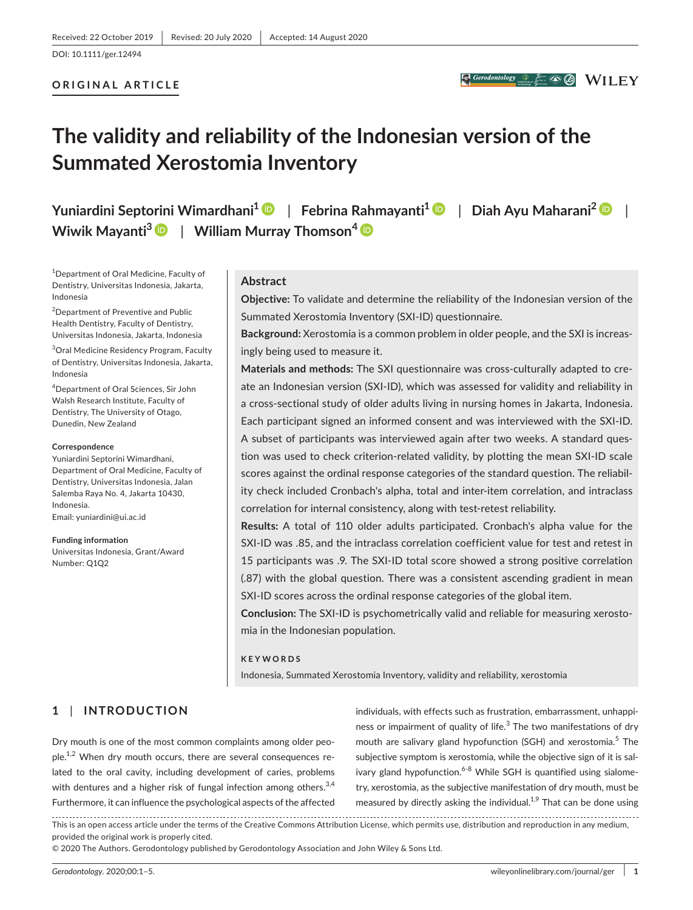Received: 22 October 2019 | Revised: 20 July 2020 | Accepted: 14 August 2020

DOI: 10.1111/ger.12494

**ORIGINAL ARTICLE**

# The validity and reliability of the Indonesian version of the Summated Xerostomia Inventory

**Yuniardini Septorini Wimardhani[1]** | **Febrina Rahmayanti[1]** | **Diah Ayu Maharani[2]** | **Wiwik Mayanti[3]** | **William Murray Thomson[4]**

[1]Department of Oral Medicine, Faculty of Dentistry, Universitas Indonesia, Jakarta, Indonesia

[2]Department of Preventive and Public Health Dentistry, Faculty of Dentistry, Universitas Indonesia, Jakarta, Indonesia

[3]Oral Medicine Residency Program, Faculty of Dentistry, Universitas Indonesia, Jakarta, Indonesia

[4]Department of Oral Sciences, Sir John Walsh Research Institute, Faculty of Dentistry, The University of Otago, Dunedin, New Zealand

**Correspondence**
Yuniardini Septorini Wimardhani, Department of Oral Medicine, Faculty of Dentistry, Universitas Indonesia, Jalan Salemba Raya No. 4, Jakarta 10430, Indonesia.
Email: yuniardini@ui.ac.id

**Funding information**
Universitas Indonesia, Grant/Award Number: Q1Q2

## Abstract

**Objective:** To validate and determine the reliability of the Indonesian version of the Summated Xerostomia Inventory (SXI-ID) questionnaire.

**Background:** Xerostomia is a common problem in older people, and the SXI is increasingly being used to measure it.

**Materials and methods:** The SXI questionnaire was cross-culturally adapted to create an Indonesian version (SXI-ID), which was assessed for validity and reliability in a cross-sectional study of older adults living in nursing homes in Jakarta, Indonesia. Each participant signed an informed consent and was interviewed with the SXI-ID. A subset of participants was interviewed again after two weeks. A standard question was used to check criterion-related validity, by plotting the mean SXI-ID scale scores against the ordinal response categories of the standard question. The reliability check included Cronbach's alpha, total and inter-item correlation, and intraclass correlation for internal consistency, along with test-retest reliability.

**Results:** A total of 110 older adults participated. Cronbach's alpha value for the SXI-ID was .85, and the intraclass correlation coefficient value for test and retest in 15 participants was .9. The SXI-ID total score showed a strong positive correlation (.87) with the global question. There was a consistent ascending gradient in mean SXI-ID scores across the ordinal response categories of the global item.

**Conclusion:** The SXI-ID is psychometrically valid and reliable for measuring xerostomia in the Indonesian population.

**KEYWORDS**

Indonesia, Summated Xerostomia Inventory, validity and reliability, xerostomia

## 1 | INTRODUCTION

Dry mouth is one of the most common complaints among older people.[1,2] When dry mouth occurs, there are several consequences related to the oral cavity, including development of caries, problems with dentures and a higher risk of fungal infection among others.[3,4] Furthermore, it can influence the psychological aspects of the affected individuals, with effects such as frustration, embarrassment, unhappiness or impairment of quality of life.[3] The two manifestations of dry mouth are salivary gland hypofunction (SGH) and xerostomia.[5] The subjective symptom is xerostomia, while the objective sign of it is salivary gland hypofunction.[6-8] While SGH is quantified using sialometry, xerostomia, as the subjective manifestation of dry mouth, must be measured by directly asking the individual.[1,9] That can be done using

This is an open access article under the terms of the Creative Commons Attribution License, which permits use, distribution and reproduction in any medium, provided the original work is properly cited.
© 2020 The Authors. Gerodontology published by Gerodontology Association and John Wiley & Sons Ltd.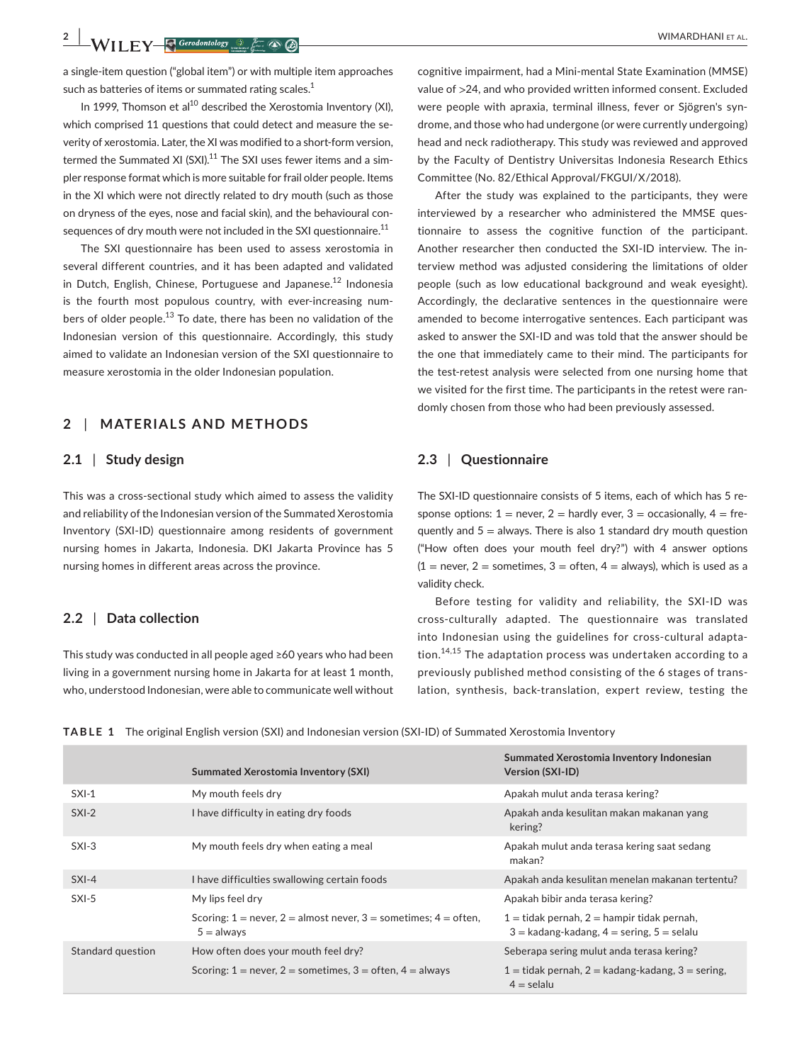a single-item question ("global item") or with multiple item approaches such as batteries of items or summated rating scales.[1]

In 1999, Thomson et al[10] described the Xerostomia Inventory (XI), which comprised 11 questions that could detect and measure the severity of xerostomia. Later, the XI was modified to a short-form version, termed the Summated XI (SXI).[11] The SXI uses fewer items and a simpler response format which is more suitable for frail older people. Items in the XI which were not directly related to dry mouth (such as those on dryness of the eyes, nose and facial skin), and the behavioural consequences of dry mouth were not included in the SXI questionnaire.[11]

The SXI questionnaire has been used to assess xerostomia in several different countries, and it has been adapted and validated in Dutch, English, Chinese, Portuguese and Japanese.[12] Indonesia is the fourth most populous country, with ever-increasing numbers of older people.[13] To date, there has been no validation of the Indonesian version of this questionnaire. Accordingly, this study aimed to validate an Indonesian version of the SXI questionnaire to measure xerostomia in the older Indonesian population.

## 2 | MATERIALS AND METHODS

### 2.1 | Study design

This was a cross-sectional study which aimed to assess the validity and reliability of the Indonesian version of the Summated Xerostomia Inventory (SXI-ID) questionnaire among residents of government nursing homes in Jakarta, Indonesia. DKI Jakarta Province has 5 nursing homes in different areas across the province.

### 2.2 | Data collection

This study was conducted in all people aged ≥60 years who had been living in a government nursing home in Jakarta for at least 1 month, who, understood Indonesian, were able to communicate well without cognitive impairment, had a Mini-mental State Examination (MMSE) value of >24, and who provided written informed consent. Excluded were people with apraxia, terminal illness, fever or Sjögren's syndrome, and those who had undergone (or were currently undergoing) head and neck radiotherapy. This study was reviewed and approved by the Faculty of Dentistry Universitas Indonesia Research Ethics Committee (No. 82/Ethical Approval/FKGUI/X/2018).

After the study was explained to the participants, they were interviewed by a researcher who administered the MMSE questionnaire to assess the cognitive function of the participant. Another researcher then conducted the SXI-ID interview. The interview method was adjusted considering the limitations of older people (such as low educational background and weak eyesight). Accordingly, the declarative sentences in the questionnaire were amended to become interrogative sentences. Each participant was asked to answer the SXI-ID and was told that the answer should be the one that immediately came to their mind. The participants for the test-retest analysis were selected from one nursing home that we visited for the first time. The participants in the retest were randomly chosen from those who had been previously assessed.

### 2.3 | Questionnaire

The SXI-ID questionnaire consists of 5 items, each of which has 5 response options: 1 = never, 2 = hardly ever, 3 = occasionally, 4 = frequently and 5 = always. There is also 1 standard dry mouth question ("How often does your mouth feel dry?") with 4 answer options (1 = never, 2 = sometimes, 3 = often, 4 = always), which is used as a validity check.

Before testing for validity and reliability, the SXI-ID was cross-culturally adapted. The questionnaire was translated into Indonesian using the guidelines for cross-cultural adaptation.[14,15] The adaptation process was undertaken according to a previously published method consisting of the 6 stages of translation, synthesis, back-translation, expert review, testing the

**TABLE 1** The original English version (SXI) and Indonesian version (SXI-ID) of Summated Xerostomia Inventory

| | Summated Xerostomia Inventory (SXI) | Summated Xerostomia Inventory Indonesian Version (SXI-ID) |
|---|---|---|
| SXI-1 | My mouth feels dry | Apakah mulut anda terasa kering? |
| SXI-2 | I have difficulty in eating dry foods | Apakah anda kesulitan makan makanan yang kering? |
| SXI-3 | My mouth feels dry when eating a meal | Apakah mulut anda terasa kering saat sedang makan? |
| SXI-4 | I have difficulties swallowing certain foods | Apakah anda kesulitan menelan makanan tertentu? |
| SXI-5 | My lips feel dry | Apakah bibir anda terasa kering? |
| | Scoring: 1 = never, 2 = almost never, 3 = sometimes; 4 = often, 5 = always | 1 = tidak pernah, 2 = hampir tidak pernah, 3 = kadang-kadang, 4 = sering, 5 = selalu |
| Standard question | How often does your mouth feel dry? | Seberapa sering mulut anda terasa kering? |
| | Scoring: 1 = never, 2 = sometimes, 3 = often, 4 = always | 1 = tidak pernah, 2 = kadang-kadang, 3 = sering, 4 = selalu |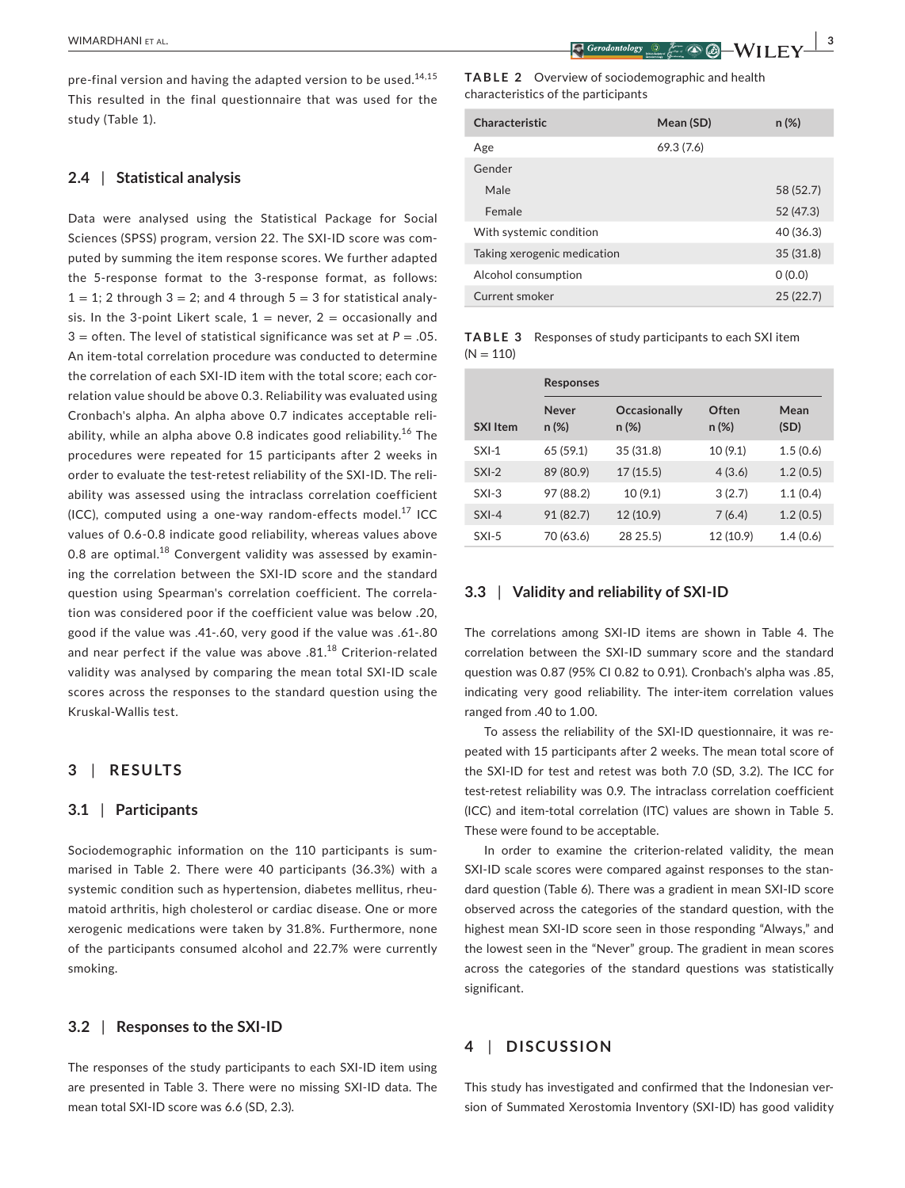pre-final version and having the adapted version to be used.[14,15] This resulted in the final questionnaire that was used for the study (Table 1).

### 2.4 | Statistical analysis

Data were analysed using the Statistical Package for Social Sciences (SPSS) program, version 22. The SXI-ID score was computed by summing the item response scores. We further adapted the 5-response format to the 3-response format, as follows: 1 = 1; 2 through 3 = 2; and 4 through 5 = 3 for statistical analysis. In the 3-point Likert scale, 1 = never, 2 = occasionally and 3 = often. The level of statistical significance was set at $P = .05$. An item-total correlation procedure was conducted to determine the correlation of each SXI-ID item with the total score; each correlation value should be above 0.3. Reliability was evaluated using Cronbach's alpha. An alpha above 0.7 indicates acceptable reliability, while an alpha above 0.8 indicates good reliability.[16] The procedures were repeated for 15 participants after 2 weeks in order to evaluate the test-retest reliability of the SXI-ID. The reliability was assessed using the intraclass correlation coefficient (ICC), computed using a one-way random-effects model.[17] ICC values of 0.6-0.8 indicate good reliability, whereas values above 0.8 are optimal.[18] Convergent validity was assessed by examining the correlation between the SXI-ID score and the standard question using Spearman's correlation coefficient. The correlation was considered poor if the coefficient value was below .20, good if the value was .41-.60, very good if the value was .61-.80 and near perfect if the value was above .81.[18] Criterion-related validity was analysed by comparing the mean total SXI-ID scale scores across the responses to the standard question using the Kruskal-Wallis test.

## 3 | RESULTS

### 3.1 | Participants

Sociodemographic information on the 110 participants is summarised in Table 2. There were 40 participants (36.3%) with a systemic condition such as hypertension, diabetes mellitus, rheumatoid arthritis, high cholesterol or cardiac disease. One or more xerogenic medications were taken by 31.8%. Furthermore, none of the participants consumed alcohol and 22.7% were currently smoking.

### 3.2 | Responses to the SXI-ID

The responses of the study participants to each SXI-ID item using are presented in Table 3. There were no missing SXI-ID data. The mean total SXI-ID score was 6.6 (SD, 2.3).

**TABLE 2** Overview of sociodemographic and health characteristics of the participants

| Characteristic | Mean (SD) | n (%) |
|---|---|---|
| Age | 69.3 (7.6) | |
| Gender | | |
| Male | | 58 (52.7) |
| Female | | 52 (47.3) |
| With systemic condition | | 40 (36.3) |
| Taking xerogenic medication | | 35 (31.8) |
| Alcohol consumption | | 0 (0.0) |
| Current smoker | | 25 (22.7) |

**TABLE 3** Responses of study participants to each SXI item (N = 110)

| | Responses | | | |
|---|---|---|---|---|
| SXI Item | Never n (%) | Occasionally n (%) | Often n (%) | Mean (SD) |
| SXI-1 | 65 (59.1) | 35 (31.8) | 10 (9.1) | 1.5 (0.6) |
| SXI-2 | 89 (80.9) | 17 (15.5) | 4 (3.6) | 1.2 (0.5) |
| SXI-3 | 97 (88.2) | 10 (9.1) | 3 (2.7) | 1.1 (0.4) |
| SXI-4 | 91 (82.7) | 12 (10.9) | 7 (6.4) | 1.2 (0.5) |
| SXI-5 | 70 (63.6) | 28 25.5) | 12 (10.9) | 1.4 (0.6) |

### 3.3 | Validity and reliability of SXI-ID

The correlations among SXI-ID items are shown in Table 4. The correlation between the SXI-ID summary score and the standard question was 0.87 (95% CI 0.82 to 0.91). Cronbach's alpha was .85, indicating very good reliability. The inter-item correlation values ranged from .40 to 1.00.

To assess the reliability of the SXI-ID questionnaire, it was repeated with 15 participants after 2 weeks. The mean total score of the SXI-ID for test and retest was both 7.0 (SD, 3.2). The ICC for test-retest reliability was 0.9. The intraclass correlation coefficient (ICC) and item-total correlation (ITC) values are shown in Table 5. These were found to be acceptable.

In order to examine the criterion-related validity, the mean SXI-ID scale scores were compared against responses to the standard question (Table 6). There was a gradient in mean SXI-ID score observed across the categories of the standard question, with the highest mean SXI-ID score seen in those responding "Always," and the lowest seen in the "Never" group. The gradient in mean scores across the categories of the standard questions was statistically significant.

## 4 | DISCUSSION

This study has investigated and confirmed that the Indonesian version of Summated Xerostomia Inventory (SXI-ID) has good validity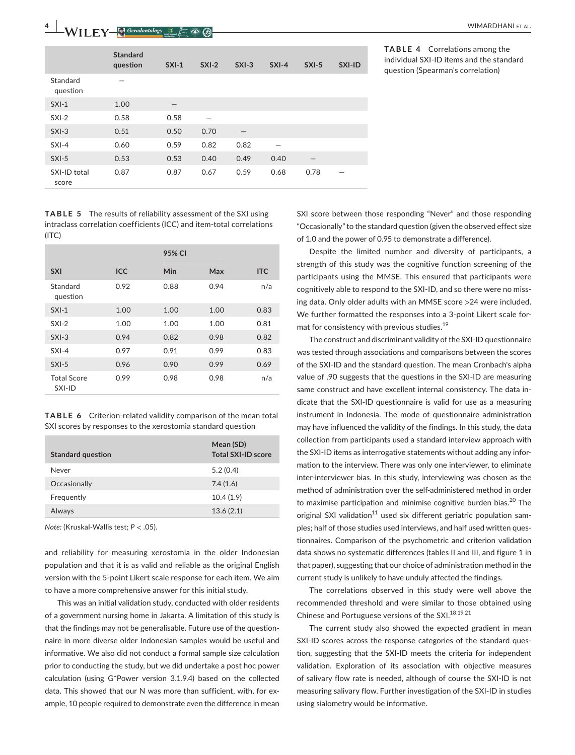**TABLE 4** Correlations among the individual SXI-ID items and the standard question (Spearman's correlation)

| | Standard question | SXI-1 | SXI-2 | SXI-3 | SXI-4 | SXI-5 | SXI-ID |
|---|---|---|---|---|---|---|---|
| Standard question | – | | | | | | |
| SXI-1 | 1.00 | – | | | | | |
| SXI-2 | 0.58 | 0.58 | – | | | | |
| SXI-3 | 0.51 | 0.50 | 0.70 | – | | | |
| SXI-4 | 0.60 | 0.59 | 0.82 | 0.82 | – | | |
| SXI-5 | 0.53 | 0.53 | 0.40 | 0.49 | 0.40 | – | |
| SXI-ID total score | 0.87 | 0.87 | 0.67 | 0.59 | 0.68 | 0.78 | – |

**TABLE 5** The results of reliability assessment of the SXI using intraclass correlation coefficients (ICC) and item-total correlations (ITC)

| | | 95% CI | | |
|---|---|---|---|---|
| SXI | ICC | Min | Max | ITC |
| Standard question | 0.92 | 0.88 | 0.94 | n/a |
| SXI-1 | 1.00 | 1.00 | 1.00 | 0.83 |
| SXI-2 | 1.00 | 1.00 | 1.00 | 0.81 |
| SXI-3 | 0.94 | 0.82 | 0.98 | 0.82 |
| SXI-4 | 0.97 | 0.91 | 0.99 | 0.83 |
| SXI-5 | 0.96 | 0.90 | 0.99 | 0.69 |
| Total Score SXI-ID | 0.99 | 0.98 | 0.98 | n/a |

**TABLE 6** Criterion-related validity comparison of the mean total SXI scores by responses to the xerostomia standard question

| Standard question | Mean (SD) Total SXI-ID score |
|---|---|
| Never | 5.2 (0.4) |
| Occasionally | 7.4 (1.6) |
| Frequently | 10.4 (1.9) |
| Always | 13.6 (2.1) |

*Note:* (Kruskal-Wallis test; $P < .05$).

and reliability for measuring xerostomia in the older Indonesian population and that it is as valid and reliable as the original English version with the 5-point Likert scale response for each item. We aim to have a more comprehensive answer for this initial study.

This was an initial validation study, conducted with older residents of a government nursing home in Jakarta. A limitation of this study is that the findings may not be generalisable. Future use of the questionnaire in more diverse older Indonesian samples would be useful and informative. We also did not conduct a formal sample size calculation prior to conducting the study, but we did undertake a post hoc power calculation (using G*Power version 3.1.9.4) based on the collected data. This showed that our N was more than sufficient, with, for example, 10 people required to demonstrate even the difference in mean SXI score between those responding "Never" and those responding "Occasionally" to the standard question (given the observed effect size of 1.0 and the power of 0.95 to demonstrate a difference).

Despite the limited number and diversity of participants, a strength of this study was the cognitive function screening of the participants using the MMSE. This ensured that participants were cognitively able to respond to the SXI-ID, and so there were no missing data. Only older adults with an MMSE score >24 were included. We further formatted the responses into a 3-point Likert scale format for consistency with previous studies.[19]

The construct and discriminant validity of the SXI-ID questionnaire was tested through associations and comparisons between the scores of the SXI-ID and the standard question. The mean Cronbach's alpha value of .90 suggests that the questions in the SXI-ID are measuring same construct and have excellent internal consistency. The data indicate that the SXI-ID questionnaire is valid for use as a measuring instrument in Indonesia. The mode of questionnaire administration may have influenced the validity of the findings. In this study, the data collection from participants used a standard interview approach with the SXI-ID items as interrogative statements without adding any information to the interview. There was only one interviewer, to eliminate inter-interviewer bias. In this study, interviewing was chosen as the method of administration over the self-administered method in order to maximise participation and minimise cognitive burden bias.[20] The original SXI validation[11] used six different geriatric population samples; half of those studies used interviews, and half used written questionnaires. Comparison of the psychometric and criterion validation data shows no systematic differences (tables II and III, and figure 1 in that paper), suggesting that our choice of administration method in the current study is unlikely to have unduly affected the findings.

The correlations observed in this study were well above the recommended threshold and were similar to those obtained using Chinese and Portuguese versions of the SXI.[18,19,21]

The current study also showed the expected gradient in mean SXI-ID scores across the response categories of the standard question, suggesting that the SXI-ID meets the criteria for independent validation. Exploration of its association with objective measures of salivary flow rate is needed, although of course the SXI-ID is not measuring salivary flow. Further investigation of the SXI-ID in studies using sialometry would be informative.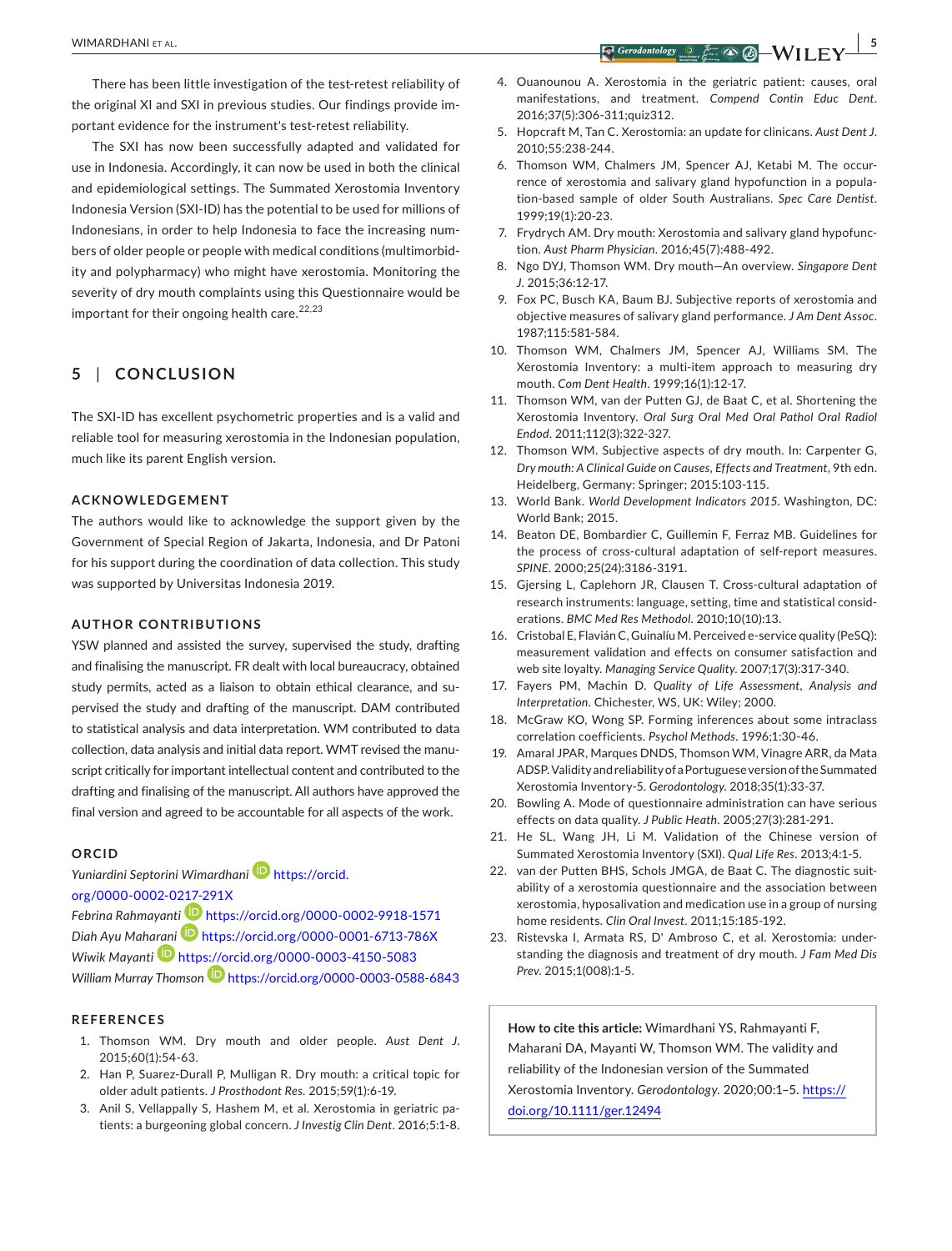There has been little investigation of the test-retest reliability of the original XI and SXI in previous studies. Our findings provide important evidence for the instrument's test-retest reliability.

The SXI has now been successfully adapted and validated for use in Indonesia. Accordingly, it can now be used in both the clinical and epidemiological settings. The Summated Xerostomia Inventory Indonesia Version (SXI-ID) has the potential to be used for millions of Indonesians, in order to help Indonesia to face the increasing numbers of older people or people with medical conditions (multimorbidity and polypharmacy) who might have xerostomia. Monitoring the severity of dry mouth complaints using this Questionnaire would be important for their ongoing health care.[22,23]

## 5 | CONCLUSION

The SXI-ID has excellent psychometric properties and is a valid and reliable tool for measuring xerostomia in the Indonesian population, much like its parent English version.

### ACKNOWLEDGEMENT

The authors would like to acknowledge the support given by the Government of Special Region of Jakarta, Indonesia, and Dr Patoni for his support during the coordination of data collection. This study was supported by Universitas Indonesia 2019.

### AUTHOR CONTRIBUTIONS

YSW planned and assisted the survey, supervised the study, drafting and finalising the manuscript. FR dealt with local bureaucracy, obtained study permits, acted as a liaison to obtain ethical clearance, and supervised the study and drafting of the manuscript. DAM contributed to statistical analysis and data interpretation. WM contributed to data collection, data analysis and initial data report. WMT revised the manuscript critically for important intellectual content and contributed to the drafting and finalising of the manuscript. All authors have approved the final version and agreed to be accountable for all aspects of the work.

### ORCID

*Yuniardini Septorini Wimardhani* https://orcid.org/0000-0002-0217-291X
*Febrina Rahmayanti* https://orcid.org/0000-0002-9918-1571
*Diah Ayu Maharani* https://orcid.org/0000-0001-6713-786X
*Wiwik Mayanti* https://orcid.org/0000-0003-4150-5083
*William Murray Thomson* https://orcid.org/0000-0003-0588-6843

### REFERENCES

1. Thomson WM. Dry mouth and older people. *Aust Dent J*. 2015;60(1):54-63.
2. Han P, Suarez-Durall P, Mulligan R. Dry mouth: a critical topic for older adult patients. *J Prosthodont Res*. 2015;59(1):6-19.
3. Anil S, Vellappally S, Hashem M, et al. Xerostomia in geriatric patients: a burgeoning global concern. *J Investig Clin Dent*. 2016;5:1-8.
4. Ouanounou A. Xerostomia in the geriatric patient: causes, oral manifestations, and treatment. *Compend Contin Educ Dent*. 2016;37(5):306-311;quiz312.
5. Hopcraft M, Tan C. Xerostomia: an update for clinicans. *Aust Dent J*. 2010;55:238-244.
6. Thomson WM, Chalmers JM, Spencer AJ, Ketabi M. The occurrence of xerostomia and salivary gland hypofunction in a population-based sample of older South Australians. *Spec Care Dentist*. 1999;19(1):20-23.
7. Frydrych AM. Dry mouth: Xerostomia and salivary gland hypofunction. *Aust Pharm Physician*. 2016;45(7):488-492.
8. Ngo DYJ, Thomson WM. Dry mouth—An overview. *Singapore Dent J*. 2015;36:12-17.
9. Fox PC, Busch KA, Baum BJ. Subjective reports of xerostomia and objective measures of salivary gland performance. *J Am Dent Assoc*. 1987;115:581-584.
10. Thomson WM, Chalmers JM, Spencer AJ, Williams SM. The Xerostomia Inventory: a multi-item approach to measuring dry mouth. *Com Dent Health*. 1999;16(1):12-17.
11. Thomson WM, van der Putten GJ, de Baat C, et al. Shortening the Xerostomia Inventory. *Oral Surg Oral Med Oral Pathol Oral Radiol Endod*. 2011;112(3):322-327.
12. Thomson WM. Subjective aspects of dry mouth. In: Carpenter G, *Dry mouth: A Clinical Guide on Causes, Effects and Treatment*, 9th edn. Heidelberg, Germany: Springer; 2015:103-115.
13. World Bank. *World Development Indicators 2015*. Washington, DC: World Bank; 2015.
14. Beaton DE, Bombardier C, Guillemin F, Ferraz MB. Guidelines for the process of cross-cultural adaptation of self-report measures. *SPINE*. 2000;25(24):3186-3191.
15. Gjersing L, Caplehorn JR, Clausen T. Cross-cultural adaptation of research instruments: language, setting, time and statistical considerations. *BMC Med Res Methodol*. 2010;10(10):13.
16. Cristobal E, Flavián C, Guinalíu M. Perceived e-service quality (PeSQ): measurement validation and effects on consumer satisfaction and web site loyalty. *Managing Service Quality*. 2007;17(3):317-340.
17. Fayers PM, Machin D. *Quality of Life Assessment, Analysis and Interpretation*. Chichester, WS, UK: Wiley; 2000.
18. McGraw KO, Wong SP. Forming inferences about some intraclass correlation coefficients. *Psychol Methods*. 1996;1:30-46.
19. Amaral JPAR, Marques DNDS, Thomson WM, Vinagre ARR, da Mata ADSP. Validity and reliability of a Portuguese version of the Summated Xerostomia Inventory-5. *Gerodontology*. 2018;35(1):33-37.
20. Bowling A. Mode of questionnaire administration can have serious effects on data quality. *J Public Heath*. 2005;27(3):281-291.
21. He SL, Wang JH, Li M. Validation of the Chinese version of Summated Xerostomia Inventory (SXI). *Qual Life Res*. 2013;4:1-5.
22. van der Putten BHS, Schols JMGA, de Baat C. The diagnostic suitability of a xerostomia questionnaire and the association between xerostomia, hyposalivation and medication use in a group of nursing home residents. *Clin Oral Invest*. 2011;15:185-192.
23. Ristevska I, Armata RS, D' Ambroso C, et al. Xerostomia: understanding the diagnosis and treatment of dry mouth. *J Fam Med Dis Prev*. 2015;1(008):1-5.

**How to cite this article:** Wimardhani YS, Rahmayanti F, Maharani DA, Mayanti W, Thomson WM. The validity and reliability of the Indonesian version of the Summated Xerostomia Inventory. *Gerodontology*. 2020;00:1–5. https://doi.org/10.1111/ger.12494